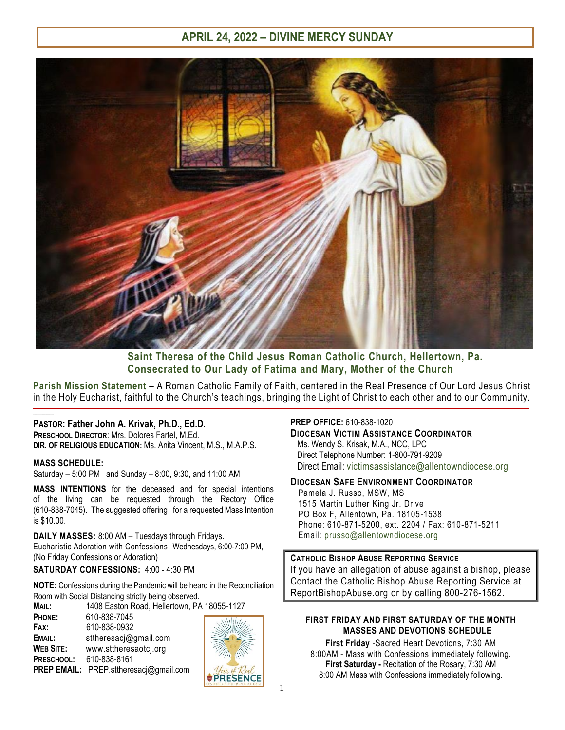# APRIL 24, 2022 – DIVINE MERCY SUNDAY

**Saint Theresa of the Child Jesus Roman Catholic Church, Hellertown, Pa.**
**Consecrated to Our Lady of Fatima and Mary, Mother of the Church**

**Parish Mission Statement** – A Roman Catholic Family of Faith, centered in the Real Presence of Our Lord Jesus Christ in the Holy Eucharist, faithful to the Church's teachings, bringing the Light of Christ to each other and to our Community.

**PASTOR: Father John A. Krivak, Ph.D., Ed.D.**
**PRESCHOOL DIRECTOR**: Mrs. Dolores Fartel, M.Ed.
**DIR. OF RELIGIOUS EDUCATION:** Ms. Anita Vincent, M.S., M.A.P.S.

**MASS SCHEDULE:**
Saturday – 5:00 PM and Sunday – 8:00, 9:30, and 11:00 AM

**MASS INTENTIONS** for the deceased and for special intentions of the living can be requested through the Rectory Office (610-838-7045). The suggested offering for a requested Mass Intention is $10.00.

**DAILY MASSES:** 8:00 AM – Tuesdays through Fridays.
Eucharistic Adoration with Confessions, Wednesdays, 6:00-7:00 PM, (No Friday Confessions or Adoration)

**SATURDAY CONFESSIONS:** 4:00 - 4:30 PM

**NOTE:** Confessions during the Pandemic will be heard in the Reconciliation Room with Social Distancing strictly being observed.

**MAIL:** 1408 Easton Road, Hellertown, PA 18055-1127
**PHONE:** 610-838-7045
**FAX:** 610-838-0932
**EMAIL:** sttheresacj@gmail.com
**WEB SITE:** www.sttheresaotcj.org
**PRESCHOOL:** 610-838-8161
**PREP EMAIL:** PREP.sttheresacj@gmail.com

**PREP OFFICE:** 610-838-1020

**DIOCESAN VICTIM ASSISTANCE COORDINATOR**
Ms. Wendy S. Krisak, M.A., NCC, LPC
Direct Telephone Number: 1-800-791-9209
Direct Email: victimsassistance@allentowndiocese.org

**DIOCESAN SAFE ENVIRONMENT COORDINATOR**
Pamela J. Russo, MSW, MS
1515 Martin Luther King Jr. Drive
PO Box F, Allentown, Pa. 18105-1538
Phone: 610-871-5200, ext. 2204 / Fax: 610-871-5211
Email: prusso@allentowndiocese.org

**CATHOLIC BISHOP ABUSE REPORTING SERVICE**
If you have an allegation of abuse against a bishop, please Contact the Catholic Bishop Abuse Reporting Service at ReportBishopAbuse.org or by calling 800-276-1562.

**FIRST FRIDAY AND FIRST SATURDAY OF THE MONTH MASSES AND DEVOTIONS SCHEDULE**

**First Friday** -Sacred Heart Devotions, 7:30 AM
8:00AM - Mass with Confessions immediately following.
**First Saturday -** Recitation of the Rosary, 7:30 AM
8:00 AM Mass with Confessions immediately following.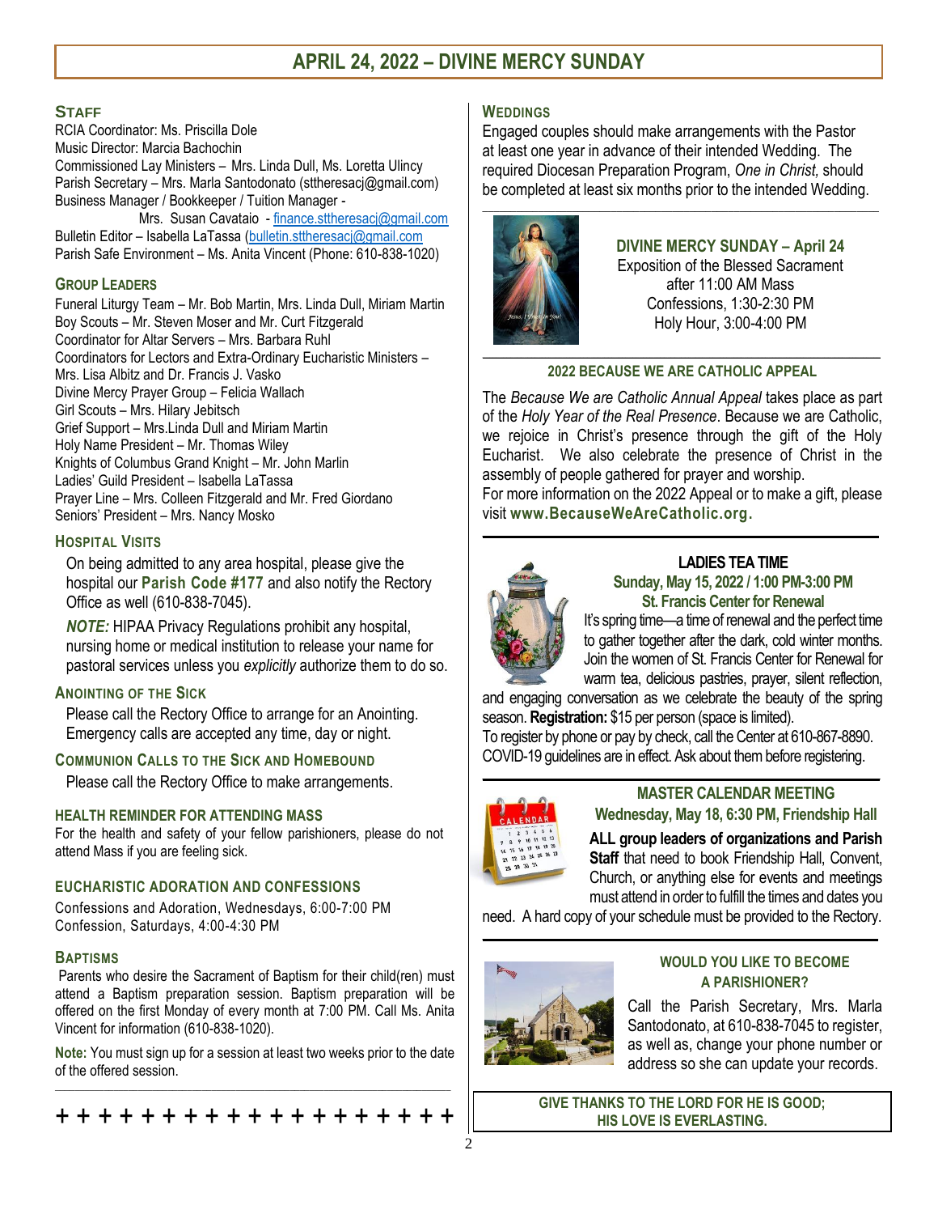# APRIL 24, 2022 – DIVINE MERCY SUNDAY

## STAFF

RCIA Coordinator: Ms. Priscilla Dole
Music Director: Marcia Bachochin
Commissioned Lay Ministers – Mrs. Linda Dull, Ms. Loretta Ulincy
Parish Secretary – Mrs. Marla Santodonato (sttheresacj@gmail.com)
Business Manager / Bookkeeper / Tuition Manager - Mrs. Susan Cavataio - finance.sttheresacj@gmail.com
Bulletin Editor – Isabella LaTassa (bulletin.sttheresacj@gmail.com
Parish Safe Environment – Ms. Anita Vincent (Phone: 610-838-1020)

## GROUP LEADERS

Funeral Liturgy Team – Mr. Bob Martin, Mrs. Linda Dull, Miriam Martin
Boy Scouts – Mr. Steven Moser and Mr. Curt Fitzgerald
Coordinator for Altar Servers – Mrs. Barbara Ruhl
Coordinators for Lectors and Extra-Ordinary Eucharistic Ministers – Mrs. Lisa Albitz and Dr. Francis J. Vasko
Divine Mercy Prayer Group – Felicia Wallach
Girl Scouts – Mrs. Hilary Jebitsch
Grief Support – Mrs.Linda Dull and Miriam Martin
Holy Name President – Mr. Thomas Wiley
Knights of Columbus Grand Knight – Mr. John Marlin
Ladies' Guild President – Isabella LaTassa
Prayer Line – Mrs. Colleen Fitzgerald and Mr. Fred Giordano
Seniors' President – Mrs. Nancy Mosko

## HOSPITAL VISITS

On being admitted to any area hospital, please give the hospital our **Parish Code #177** and also notify the Rectory Office as well (610-838-7045).

***NOTE:*** HIPAA Privacy Regulations prohibit any hospital, nursing home or medical institution to release your name for pastoral services unless you *explicitly* authorize them to do so.

## ANOINTING OF THE SICK

Please call the Rectory Office to arrange for an Anointing. Emergency calls are accepted any time, day or night.

## COMMUNION CALLS TO THE SICK AND HOMEBOUND

Please call the Rectory Office to make arrangements.

## HEALTH REMINDER FOR ATTENDING MASS

For the health and safety of your fellow parishioners, please do not attend Mass if you are feeling sick.

## EUCHARISTIC ADORATION AND CONFESSIONS

Confessions and Adoration, Wednesdays, 6:00-7:00 PM
Confession, Saturdays, 4:00-4:30 PM

## BAPTISMS

Parents who desire the Sacrament of Baptism for their child(ren) must attend a Baptism preparation session. Baptism preparation will be offered on the first Monday of every month at 7:00 PM. Call Ms. Anita Vincent for information (610-838-1020).

**Note:** You must sign up for a session at least two weeks prior to the date of the offered session.

+ + + + + + + + + + + + + + + + + + + +

## WEDDINGS

Engaged couples should make arrangements with the Pastor at least one year in advance of their intended Wedding. The required Diocesan Preparation Program, *One in Christ,* should be completed at least six months prior to the intended Wedding.

## DIVINE MERCY SUNDAY – April 24

Exposition of the Blessed Sacrament after 11:00 AM Mass
Confessions, 1:30-2:30 PM
Holy Hour, 3:00-4:00 PM

## 2022 BECAUSE WE ARE CATHOLIC APPEAL

The *Because We are Catholic Annual Appeal* takes place as part of the *Holy Year of the Real Presence*. Because we are Catholic, we rejoice in Christ's presence through the gift of the Holy Eucharist. We also celebrate the presence of Christ in the assembly of people gathered for prayer and worship.
For more information on the 2022 Appeal or to make a gift, please visit **www.BecauseWeAreCatholic.org.**

## LADIES TEA TIME

**Sunday, May 15, 2022 / 1:00 PM-3:00 PM**
**St. Francis Center for Renewal**

It's spring time—a time of renewal and the perfect time to gather together after the dark, cold winter months. Join the women of St. Francis Center for Renewal for warm tea, delicious pastries, prayer, silent reflection, and engaging conversation as we celebrate the beauty of the spring season. **Registration:** $15 per person (space is limited).
To register by phone or pay by check, call the Center at 610-867-8890. COVID-19 guidelines are in effect. Ask about them before registering.

## MASTER CALENDAR MEETING

**Wednesday, May 18, 6:30 PM, Friendship Hall**

**ALL group leaders of organizations and Parish Staff** that need to book Friendship Hall, Convent, Church, or anything else for events and meetings must attend in order to fulfill the times and dates you need. A hard copy of your schedule must be provided to the Rectory.

## WOULD YOU LIKE TO BECOME A PARISHIONER?

Call the Parish Secretary, Mrs. Marla Santodonato, at 610-838-7045 to register, as well as, change your phone number or address so she can update your records.

**GIVE THANKS TO THE LORD FOR HE IS GOOD; HIS LOVE IS EVERLASTING.**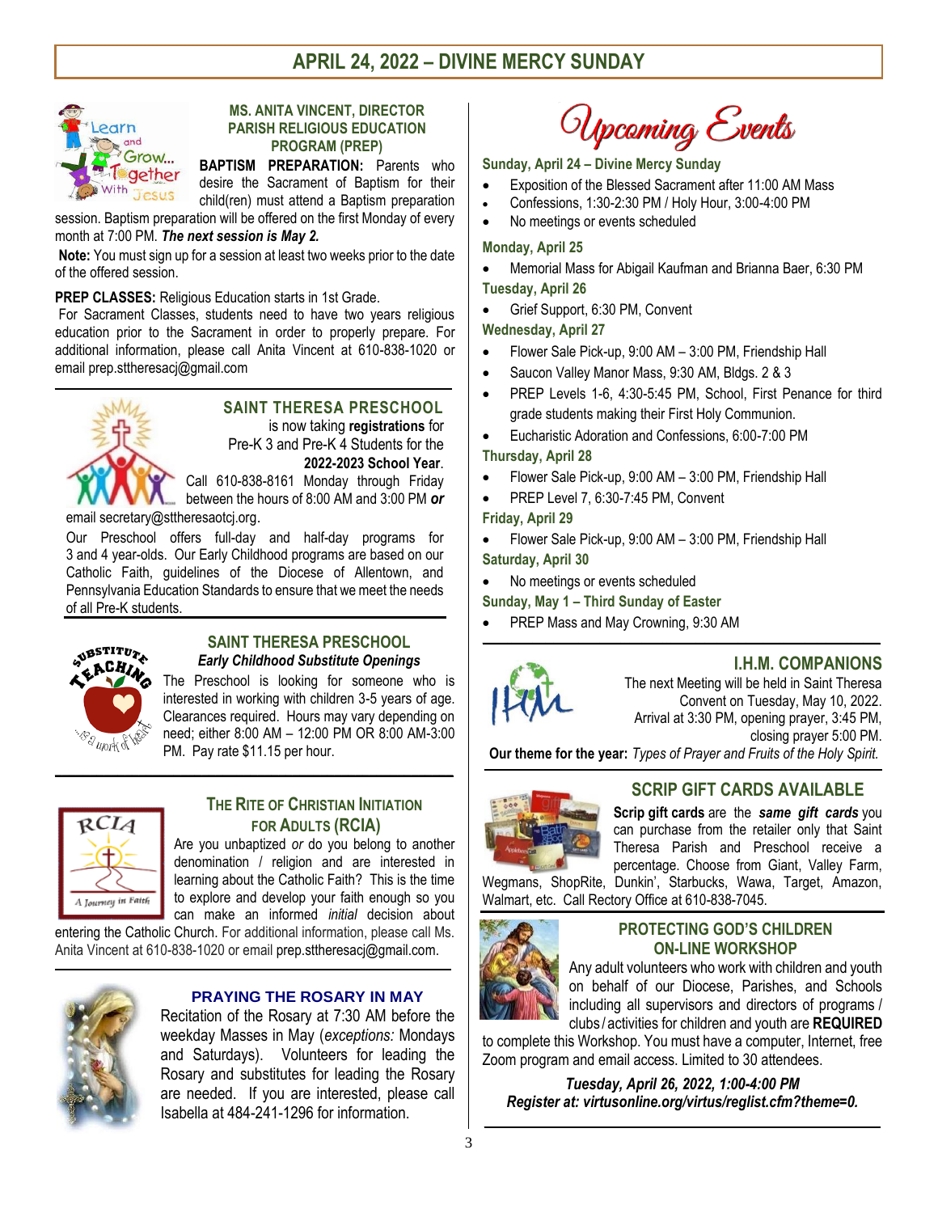# APRIL 24, 2022 – DIVINE MERCY SUNDAY

## MS. ANITA VINCENT, DIRECTOR PARISH RELIGIOUS EDUCATION PROGRAM (PREP)

**BAPTISM PREPARATION:** Parents who desire the Sacrament of Baptism for their child(ren) must attend a Baptism preparation session. Baptism preparation will be offered on the first Monday of every month at 7:00 PM. ***The next session is May 2.***

**Note:** You must sign up for a session at least two weeks prior to the date of the offered session.

**PREP CLASSES:** Religious Education starts in 1st Grade.

For Sacrament Classes, students need to have two years religious education prior to the Sacrament in order to properly prepare. For additional information, please call Anita Vincent at 610-838-1020 or email prep.sttheresacj@gmail.com

## SAINT THERESA PRESCHOOL

is now taking **registrations** for Pre-K 3 and Pre-K 4 Students for the **2022-2023 School Year**. Call 610-838-8161 Monday through Friday between the hours of 8:00 AM and 3:00 PM ***or*** email secretary@sttheresaotcj.org.

Our Preschool offers full-day and half-day programs for 3 and 4 year-olds. Our Early Childhood programs are based on our Catholic Faith, guidelines of the Diocese of Allentown, and Pennsylvania Education Standards to ensure that we meet the needs of all Pre-K students.

## SAINT THERESA PRESCHOOL

***Early Childhood Substitute Openings***

The Preschool is looking for someone who is interested in working with children 3-5 years of age. Clearances required. Hours may vary depending on need; either 8:00 AM – 12:00 PM OR 8:00 AM-3:00 PM. Pay rate $11.15 per hour.

## THE RITE OF CHRISTIAN INITIATION FOR ADULTS (RCIA)

Are you unbaptized *or* do you belong to another denomination / religion and are interested in learning about the Catholic Faith? This is the time to explore and develop your faith enough so you can make an informed *initial* decision about entering the Catholic Church. For additional information, please call Ms. Anita Vincent at 610-838-1020 or email prep.sttheresacj@gmail.com.

## PRAYING THE ROSARY IN MAY

Recitation of the Rosary at 7:30 AM before the weekday Masses in May (*exceptions:* Mondays and Saturdays). Volunteers for leading the Rosary and substitutes for leading the Rosary are needed. If you are interested, please call Isabella at 484-241-1296 for information.

## Upcoming Events

**Sunday, April 24 – Divine Mercy Sunday**

- Exposition of the Blessed Sacrament after 11:00 AM Mass
- Confessions, 1:30-2:30 PM / Holy Hour, 3:00-4:00 PM
- No meetings or events scheduled

**Monday, April 25**

- Memorial Mass for Abigail Kaufman and Brianna Baer, 6:30 PM

**Tuesday, April 26**

- Grief Support, 6:30 PM, Convent

**Wednesday, April 27**

- Flower Sale Pick-up, 9:00 AM – 3:00 PM, Friendship Hall
- Saucon Valley Manor Mass, 9:30 AM, Bldgs. 2 & 3
- PREP Levels 1-6, 4:30-5:45 PM, School, First Penance for third grade students making their First Holy Communion.
- Eucharistic Adoration and Confessions, 6:00-7:00 PM

**Thursday, April 28**

- Flower Sale Pick-up, 9:00 AM – 3:00 PM, Friendship Hall
- PREP Level 7, 6:30-7:45 PM, Convent

**Friday, April 29**

- Flower Sale Pick-up, 9:00 AM – 3:00 PM, Friendship Hall

**Saturday, April 30**

- No meetings or events scheduled

**Sunday, May 1 – Third Sunday of Easter**

- PREP Mass and May Crowning, 9:30 AM

## I.H.M. COMPANIONS

The next Meeting will be held in Saint Theresa Convent on Tuesday, May 10, 2022. Arrival at 3:30 PM, opening prayer, 3:45 PM, closing prayer 5:00 PM.

**Our theme for the year:** *Types of Prayer and Fruits of the Holy Spirit.*

## SCRIP GIFT CARDS AVAILABLE

**Scrip gift cards** are the ***same gift cards*** you can purchase from the retailer only that Saint Theresa Parish and Preschool receive a percentage. Choose from Giant, Valley Farm, Wegmans, ShopRite, Dunkin', Starbucks, Wawa, Target, Amazon, Walmart, etc. Call Rectory Office at 610-838-7045.

## PROTECTING GOD'S CHILDREN ON-LINE WORKSHOP

Any adult volunteers who work with children and youth on behalf of our Diocese, Parishes, and Schools including all supervisors and directors of programs / clubs / activities for children and youth are **REQUIRED** to complete this Workshop. You must have a computer, Internet, free Zoom program and email access. Limited to 30 attendees.

***Tuesday, April 26, 2022, 1:00-4:00 PM***
***Register at: virtusonline.org/virtus/reglist.cfm?theme=0.***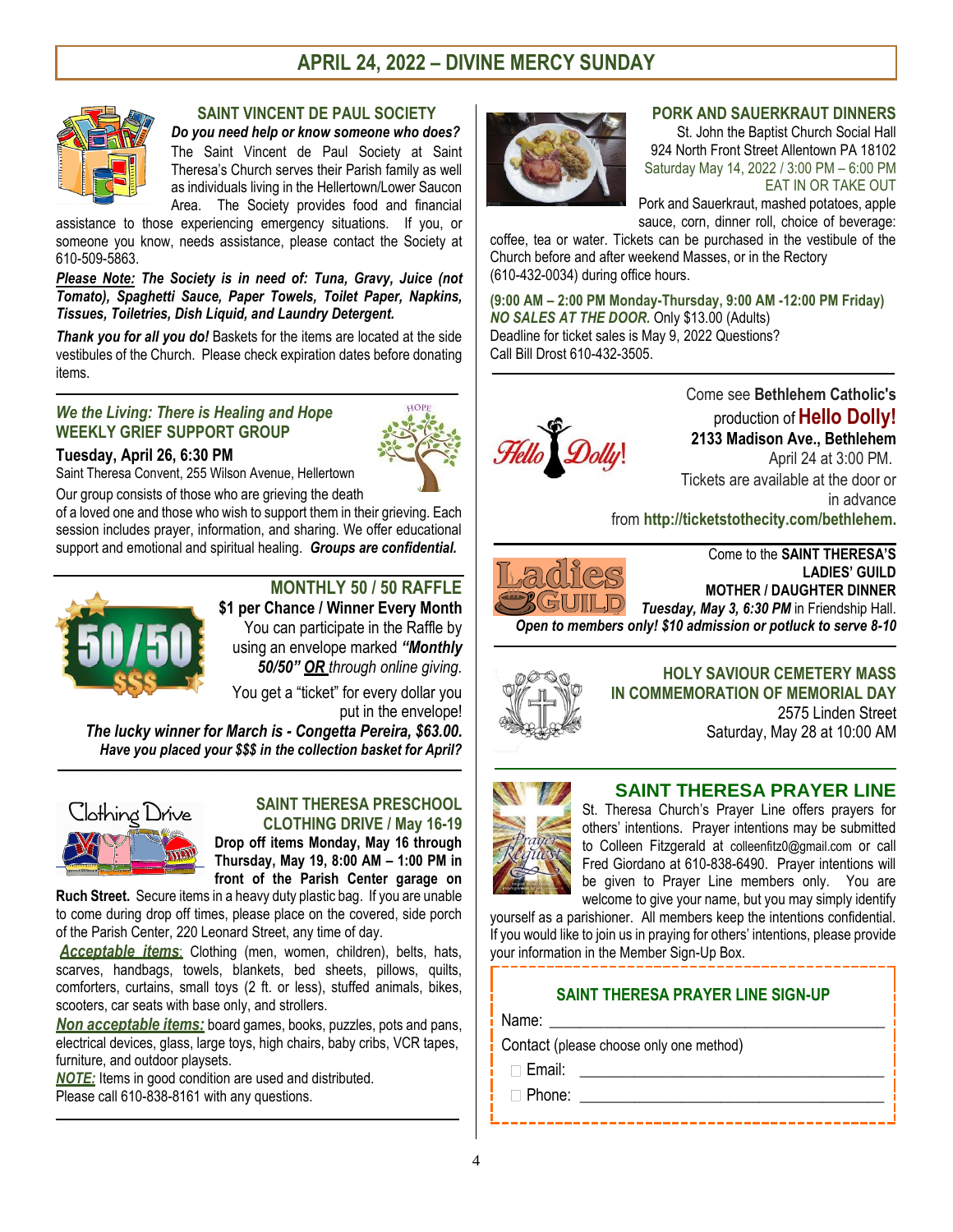# APRIL 24, 2022 – DIVINE MERCY SUNDAY

## SAINT VINCENT DE PAUL SOCIETY

***Do you need help or know someone who does?*** The Saint Vincent de Paul Society at Saint Theresa's Church serves their Parish family as well as individuals living in the Hellertown/Lower Saucon Area. The Society provides food and financial assistance to those experiencing emergency situations. If you, or someone you know, needs assistance, please contact the Society at 610-509-5863.

***Please Note:* *The Society is in need of: Tuna, Gravy, Juice (not Tomato), Spaghetti Sauce, Paper Towels, Toilet Paper, Napkins, Tissues, Toiletries, Dish Liquid, and Laundry Detergent.***

***Thank you for all you do!*** Baskets for the items are located at the side vestibules of the Church. Please check expiration dates before donating items.

## *We the Living: There is Healing and Hope* WEEKLY GRIEF SUPPORT GROUP

**Tuesday, April 26, 6:30 PM**

Saint Theresa Convent, 255 Wilson Avenue, Hellertown

Our group consists of those who are grieving the death of a loved one and those who wish to support them in their grieving. Each session includes prayer, information, and sharing. We offer educational support and emotional and spiritual healing. ***Groups are confidential.***

## MONTHLY 50 / 50 RAFFLE

**$1 per Chance / Winner Every Month**

You can participate in the Raffle by using an envelope marked ***"Monthly 50/50"*** ***OR*** *through online giving.*

You get a "ticket" for every dollar you put in the envelope!

***The lucky winner for March is - Congetta Pereira, $63.00.***

***Have you placed your $$$ in the collection basket for April?***

## SAINT THERESA PRESCHOOL CLOTHING DRIVE / May 16-19

**Drop off items Monday, May 16 through Thursday, May 19, 8:00 AM – 1:00 PM in front of the Parish Center garage on Ruch Street.** Secure items in a heavy duty plastic bag. If you are unable to come during drop off times, please place on the covered, side porch of the Parish Center, 220 Leonard Street, any time of day.

***Acceptable items*:** Clothing (men, women, children), belts, hats, scarves, handbags, towels, blankets, bed sheets, pillows, quilts, comforters, curtains, small toys (2 ft. or less), stuffed animals, bikes, scooters, car seats with base only, and strollers.

***Non acceptable items:*** board games, books, puzzles, pots and pans, electrical devices, glass, large toys, high chairs, baby cribs, VCR tapes, furniture, and outdoor playsets.

***NOTE:*** Items in good condition are used and distributed.

Please call 610-838-8161 with any questions.

## PORK AND SAUERKRAUT DINNERS

St. John the Baptist Church Social Hall
924 North Front Street Allentown PA 18102
Saturday May 14, 2022 / 3:00 PM – 6:00 PM
EAT IN OR TAKE OUT

Pork and Sauerkraut, mashed potatoes, apple sauce, corn, dinner roll, choice of beverage: coffee, tea or water. Tickets can be purchased in the vestibule of the Church before and after weekend Masses, or in the Rectory (610-432-0034) during office hours.

**(9:00 AM – 2:00 PM Monday-Thursday, 9:00 AM -12:00 PM Friday)**
***NO SALES AT THE DOOR.*** Only $13.00 (Adults)
Deadline for ticket sales is May 9, 2022 Questions?
Call Bill Drost 610-432-3505.

---

Come see **Bethlehem Catholic's** production of **Hello Dolly!**
**2133 Madison Ave., Bethlehem**
April 24 at 3:00 PM.
Tickets are available at the door or in advance from **http://ticketstothecity.com/bethlehem.**

---

Come to the **SAINT THERESA'S LADIES' GUILD MOTHER / DAUGHTER DINNER**
***Tuesday, May 3, 6:30 PM*** in Friendship Hall.
***Open to members only! $10 admission or potluck to serve 8-10***

## HOLY SAVIOUR CEMETERY MASS IN COMMEMORATION OF MEMORIAL DAY

2575 Linden Street
Saturday, May 28 at 10:00 AM

## SAINT THERESA PRAYER LINE

St. Theresa Church's Prayer Line offers prayers for others' intentions. Prayer intentions may be submitted to Colleen Fitzgerald at colleenfitz0@gmail.com or call Fred Giordano at 610-838-6490. Prayer intentions will be given to Prayer Line members only. You are welcome to give your name, but you may simply identify yourself as a parishioner. All members keep the intentions confidential. If you would like to join us in praying for others' intentions, please provide your information in the Member Sign-Up Box.

### SAINT THERESA PRAYER LINE SIGN-UP

Name: ______________________________

Contact (please choose only one method)

☐ Email: ______________________________

☐ Phone: ______________________________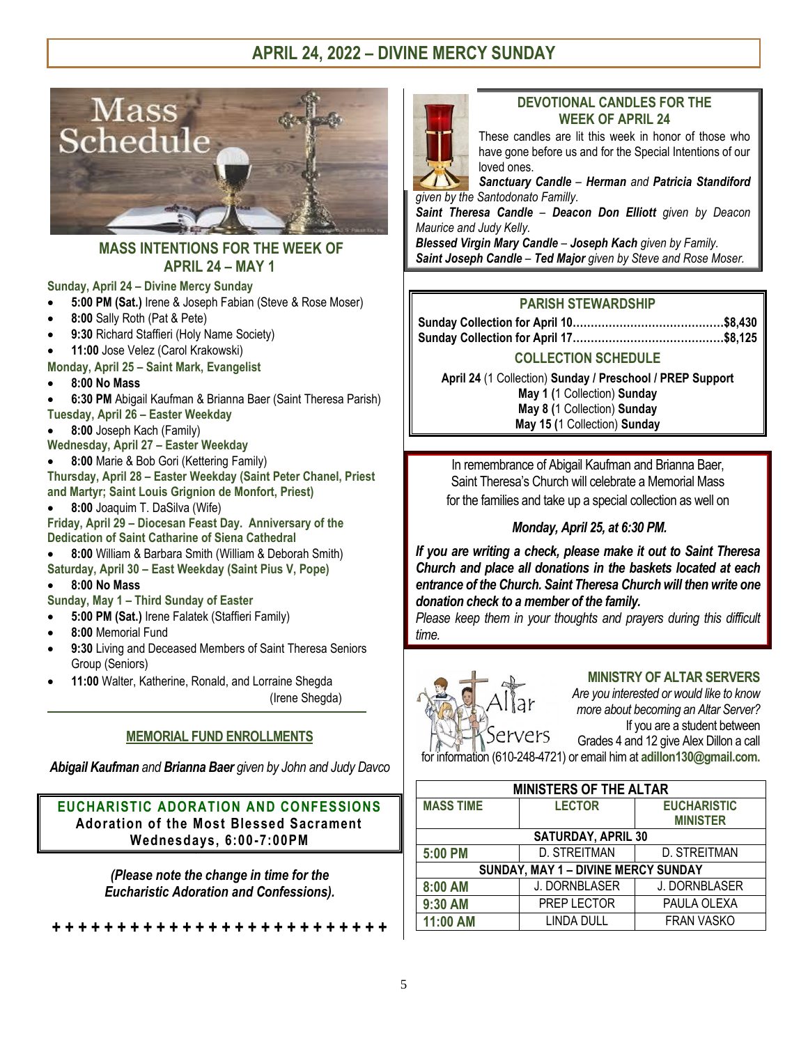# APRIL 24, 2022 – DIVINE MERCY SUNDAY

## MASS INTENTIONS FOR THE WEEK OF APRIL 24 – MAY 1

**Sunday, April 24 – Divine Mercy Sunday**

- **5:00 PM (Sat.)** Irene & Joseph Fabian (Steve & Rose Moser)
- **8:00** Sally Roth (Pat & Pete)
- **9:30** Richard Staffieri (Holy Name Society)
- **11:00** Jose Velez (Carol Krakowski)

**Monday, April 25 – Saint Mark, Evangelist**

- **8:00 No Mass**
- **6:30 PM** Abigail Kaufman & Brianna Baer (Saint Theresa Parish)

**Tuesday, April 26 – Easter Weekday**

- **8:00** Joseph Kach (Family)

**Wednesday, April 27 – Easter Weekday**

- **8:00** Marie & Bob Gori (Kettering Family)

**Thursday, April 28 – Easter Weekday (Saint Peter Chanel, Priest and Martyr; Saint Louis Grignion de Monfort, Priest)**

- **8:00** Joaquim T. DaSilva (Wife)

**Friday, April 29 – Diocesan Feast Day. Anniversary of the Dedication of Saint Catharine of Siena Cathedral**

- **8:00** William & Barbara Smith (William & Deborah Smith)

**Saturday, April 30 – East Weekday (Saint Pius V, Pope)**

- **8:00 No Mass**

**Sunday, May 1 – Third Sunday of Easter**

- **5:00 PM (Sat.)** Irene Falatek (Staffieri Family)
- **8:00** Memorial Fund
- **9:30** Living and Deceased Members of Saint Theresa Seniors Group (Seniors)
- **11:00** Walter, Katherine, Ronald, and Lorraine Shegda (Irene Shegda)

## MEMORIAL FUND ENROLLMENTS

***Abigail Kaufman*** *and* ***Brianna Baer*** *given by John and Judy Davco*

## EUCHARISTIC ADORATION AND CONFESSIONS

**Adoration of the Most Blessed Sacrament**
**Wednesdays, 6:00-7:00PM**

***(Please note the change in time for the Eucharistic Adoration and Confessions).***

\+ + + + + + + + + + + + + + + + + + + + + + + + + +

## DEVOTIONAL CANDLES FOR THE WEEK OF APRIL 24

These candles are lit this week in honor of those who have gone before us and for the Special Intentions of our loved ones.

***Sanctuary Candle*** – ***Herman*** *and* ***Patricia Standiford*** *given by the Santodonato Familly.*

***Saint Theresa Candle*** – ***Deacon Don Elliott*** *given by Deacon Maurice and Judy Kelly.*

***Blessed Virgin Mary Candle*** – ***Joseph Kach*** *given by Family.*

***Saint Joseph Candle*** – ***Ted Major*** *given by Steve and Rose Moser.*

## PARISH STEWARDSHIP

**Sunday Collection for April 10..........................................$8,430**
**Sunday Collection for April 17..........................................$8,125**

### COLLECTION SCHEDULE

**April 24** (1 Collection) **Sunday / Preschool / PREP Support**
**May 1 (**1 Collection) **Sunday**
**May 8 (**1 Collection) **Sunday**
**May 15 (**1 Collection) **Sunday**

In remembrance of Abigail Kaufman and Brianna Baer, Saint Theresa's Church will celebrate a Memorial Mass for the families and take up a special collection as well on

***Monday, April 25, at 6:30 PM.***

***If you are writing a check, please make it out to Saint Theresa Church and place all donations in the baskets located at each entrance of the Church. Saint Theresa Church will then write one donation check to a member of the family.***

*Please keep them in your thoughts and prayers during this difficult time.*

## MINISTRY OF ALTAR SERVERS

*Are you interested or would like to know more about becoming an Altar Server?* If you are a student between Grades 4 and 12 give Alex Dillon a call for information (610-248-4721) or email him at **adillon130@gmail.com.**

| MINISTERS OF THE ALTAR | | |
|---|---|---|
| **MASS TIME** | **LECTOR** | **EUCHARISTIC MINISTER** |
| **SATURDAY, APRIL 30** | | |
| **5:00 PM** | D. STREITMAN | D. STREITMAN |
| **SUNDAY, MAY 1 – DIVINE MERCY SUNDAY** | | |
| **8:00 AM** | J. DORNBLASER | J. DORNBLASER |
| **9:30 AM** | PREP LECTOR | PAULA OLEXA |
| **11:00 AM** | LINDA DULL | FRAN VASKO |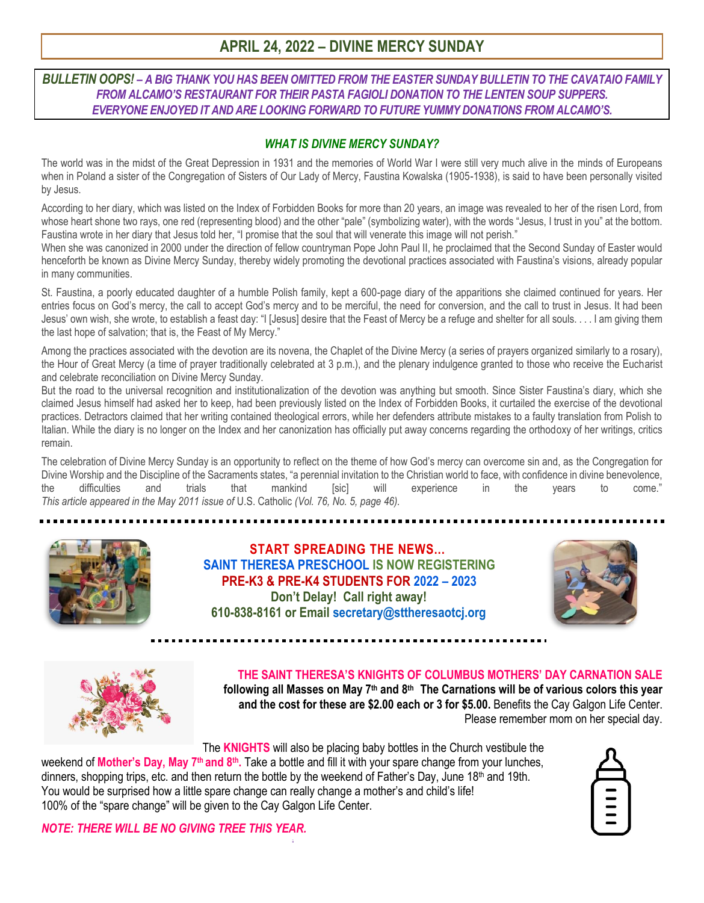# APRIL 24, 2022 – DIVINE MERCY SUNDAY

***BULLETIN OOPS! – A BIG THANK YOU HAS BEEN OMITTED FROM THE EASTER SUNDAY BULLETIN TO THE CAVATAIO FAMILY FROM ALCAMO'S RESTAURANT FOR THEIR PASTA FAGIOLI DONATION TO THE LENTEN SOUP SUPPERS. EVERYONE ENJOYED IT AND ARE LOOKING FORWARD TO FUTURE YUMMY DONATIONS FROM ALCAMO'S.***

### *WHAT IS DIVINE MERCY SUNDAY?*

The world was in the midst of the Great Depression in 1931 and the memories of World War I were still very much alive in the minds of Europeans when in Poland a sister of the Congregation of Sisters of Our Lady of Mercy, Faustina Kowalska (1905-1938), is said to have been personally visited by Jesus.

According to her diary, which was listed on the Index of Forbidden Books for more than 20 years, an image was revealed to her of the risen Lord, from whose heart shone two rays, one red (representing blood) and the other "pale" (symbolizing water), with the words "Jesus, I trust in you" at the bottom. Faustina wrote in her diary that Jesus told her, "I promise that the soul that will venerate this image will not perish."
When she was canonized in 2000 under the direction of fellow countryman Pope John Paul II, he proclaimed that the Second Sunday of Easter would henceforth be known as Divine Mercy Sunday, thereby widely promoting the devotional practices associated with Faustina's visions, already popular in many communities.

St. Faustina, a poorly educated daughter of a humble Polish family, kept a 600-page diary of the apparitions she claimed continued for years. Her entries focus on God's mercy, the call to accept God's mercy and to be merciful, the need for conversion, and the call to trust in Jesus. It had been Jesus' own wish, she wrote, to establish a feast day: "I [Jesus] desire that the Feast of Mercy be a refuge and shelter for all souls. . . . I am giving them the last hope of salvation; that is, the Feast of My Mercy."

Among the practices associated with the devotion are its novena, the Chaplet of the Divine Mercy (a series of prayers organized similarly to a rosary), the Hour of Great Mercy (a time of prayer traditionally celebrated at 3 p.m.), and the plenary indulgence granted to those who receive the Eucharist and celebrate reconciliation on Divine Mercy Sunday.
But the road to the universal recognition and institutionalization of the devotion was anything but smooth. Since Sister Faustina's diary, which she claimed Jesus himself had asked her to keep, had been previously listed on the Index of Forbidden Books, it curtailed the exercise of the devotional practices. Detractors claimed that her writing contained theological errors, while her defenders attribute mistakes to a faulty translation from Polish to Italian. While the diary is no longer on the Index and her canonization has officially put away concerns regarding the orthodoxy of her writings, critics remain.

The celebration of Divine Mercy Sunday is an opportunity to reflect on the theme of how God's mercy can overcome sin and, as the Congregation for Divine Worship and the Discipline of the Sacraments states, "a perennial invitation to the Christian world to face, with confidence in divine benevolence, the difficulties and trials that mankind [sic] will experience in the years to come."
*This article appeared in the May 2011 issue of* U.S. Catholic *(Vol. 76, No. 5, page 46).*

**START SPREADING THE NEWS...**
**SAINT THERESA PRESCHOOL IS NOW REGISTERING**
**PRE-K3 & PRE-K4 STUDENTS FOR 2022 – 2023**
**Don't Delay! Call right away!**
**610-838-8161 or Email secretary@sttheresaotcj.org**

**THE SAINT THERESA'S KNIGHTS OF COLUMBUS MOTHERS' DAY CARNATION SALE**
**following all Masses on May 7th and 8th The Carnations will be of various colors this year and the cost for these are $2.00 each or 3 for $5.00.** Benefits the Cay Galgon Life Center. Please remember mom on her special day.

The **KNIGHTS** will also be placing baby bottles in the Church vestibule the weekend of **Mother's Day, May 7th and 8th**. Take a bottle and fill it with your spare change from your lunches, dinners, shopping trips, etc. and then return the bottle by the weekend of Father's Day, June 18th and 19th. You would be surprised how a little spare change can really change a mother's and child's life! 100% of the "spare change" will be given to the Cay Galgon Life Center.

***NOTE: THERE WILL BE NO GIVING TREE THIS YEAR.***